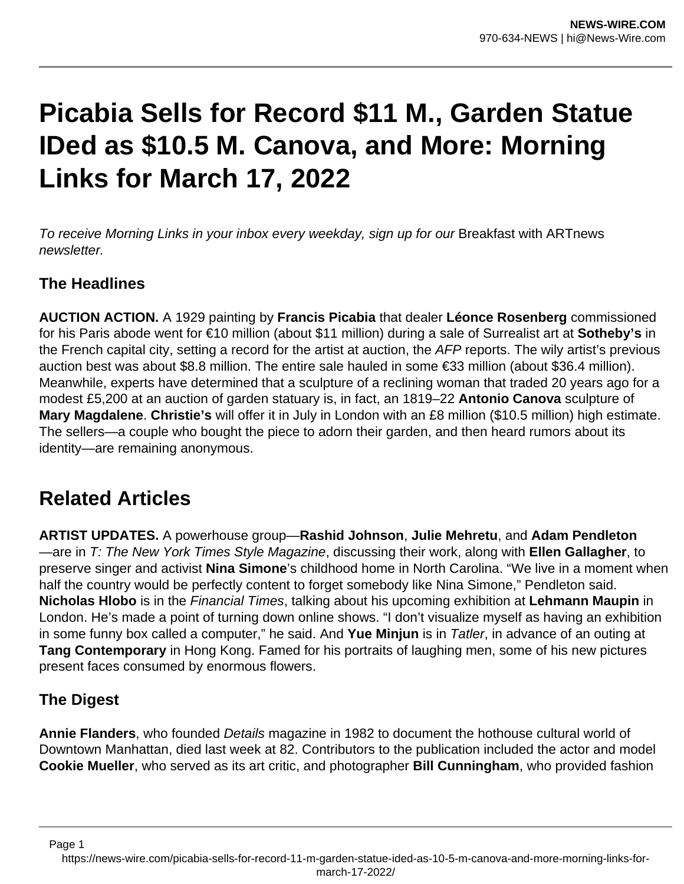# Picabia Sells for Record $11 M., Garden Statue IDed as $10.5 M. Canova, and More: Morning Links for March 17, 2022

*To receive Morning Links in your inbox every weekday, sign up for our* Breakfast with ARTnews *newsletter.*

### The Headlines

**AUCTION ACTION.** A 1929 painting by **Francis Picabia** that dealer **Léonce Rosenberg** commissioned for his Paris abode went for €10 million (about $11 million) during a sale of Surrealist art at **Sotheby's** in the French capital city, setting a record for the artist at auction, the *AFP* reports. The wily artist's previous auction best was about $8.8 million. The entire sale hauled in some €33 million (about $36.4 million). Meanwhile, experts have determined that a sculpture of a reclining woman that traded 20 years ago for a modest £5,200 at an auction of garden statuary is, in fact, an 1819–22 **Antonio Canova** sculpture of **Mary Magdalene**. **Christie's** will offer it in July in London with an £8 million ($10.5 million) high estimate. The sellers—a couple who bought the piece to adorn their garden, and then heard rumors about its identity—are remaining anonymous.

## Related Articles

**ARTIST UPDATES.** A powerhouse group—**Rashid Johnson**, **Julie Mehretu**, and **Adam Pendleton**—are in *T: The New York Times Style Magazine*, discussing their work, along with **Ellen Gallagher**, to preserve singer and activist **Nina Simone**'s childhood home in North Carolina. "We live in a moment when half the country would be perfectly content to forget somebody like Nina Simone," Pendleton said. **Nicholas Hlobo** is in the *Financial Times*, talking about his upcoming exhibition at **Lehmann Maupin** in London. He's made a point of turning down online shows. "I don't visualize myself as having an exhibition in some funny box called a computer," he said. And **Yue Minjun** is in *Tatler*, in advance of an outing at **Tang Contemporary** in Hong Kong. Famed for his portraits of laughing men, some of his new pictures present faces consumed by enormous flowers.

### The Digest

**Annie Flanders**, who founded *Details* magazine in 1982 to document the hothouse cultural world of Downtown Manhattan, died last week at 82. Contributors to the publication included the actor and model **Cookie Mueller**, who served as its art critic, and photographer **Bill Cunningham**, who provided fashion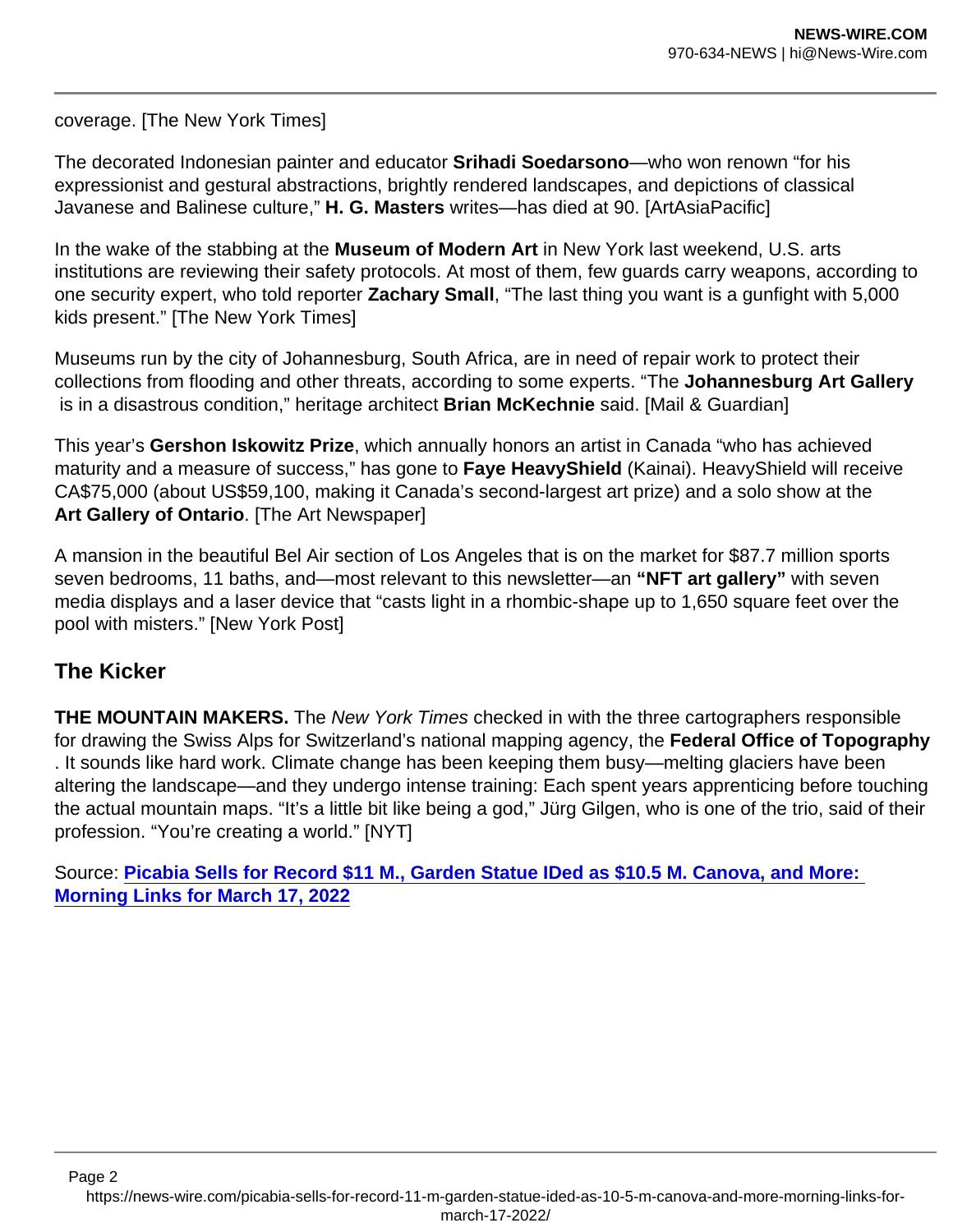coverage. [The New York Times]

The decorated Indonesian painter and educator **Srihadi Soedarsono**—who won renown “for his expressionist and gestural abstractions, brightly rendered landscapes, and depictions of classical Javanese and Balinese culture,” **H. G. Masters** writes—has died at 90. [ArtAsiaPacific]

In the wake of the stabbing at the **Museum of Modern Art** in New York last weekend, U.S. arts institutions are reviewing their safety protocols. At most of them, few guards carry weapons, according to one security expert, who told reporter **Zachary Small**, “The last thing you want is a gunfight with 5,000 kids present.” [The New York Times]

Museums run by the city of Johannesburg, South Africa, are in need of repair work to protect their collections from flooding and other threats, according to some experts. “The **Johannesburg Art Gallery** is in a disastrous condition,” heritage architect **Brian McKechnie** said. [Mail & Guardian]

This year’s **Gershon Iskowitz Prize**, which annually honors an artist in Canada “who has achieved maturity and a measure of success,” has gone to **Faye HeavyShield** (Kainai). HeavyShield will receive CA$75,000 (about US$59,100, making it Canada’s second-largest art prize) and a solo show at the **Art Gallery of Ontario**. [The Art Newspaper]

A mansion in the beautiful Bel Air section of Los Angeles that is on the market for $87.7 million sports seven bedrooms, 11 baths, and—most relevant to this newsletter—an **“NFT art gallery”** with seven media displays and a laser device that “casts light in a rhombic-shape up to 1,650 square feet over the pool with misters.” [New York Post]

## The Kicker

**THE MOUNTAIN MAKERS.** The *New York Times* checked in with the three cartographers responsible for drawing the Swiss Alps for Switzerland’s national mapping agency, the **Federal Office of Topography**. It sounds like hard work. Climate change has been keeping them busy—melting glaciers have been altering the landscape—and they undergo intense training: Each spent years apprenticing before touching the actual mountain maps. “It’s a little bit like being a god,” Jürg Gilgen, who is one of the trio, said of their profession. “You’re creating a world.” [NYT]

Source: [Picabia Sells for Record $11 M., Garden Statue IDed as $10.5 M. Canova, and More: Morning Links for March 17, 2022](https://news-wire.com/picabia-sells-for-record-11-m-garden-statue-ided-as-10-5-m-canova-and-more-morning-links-for-march-17-2022/)